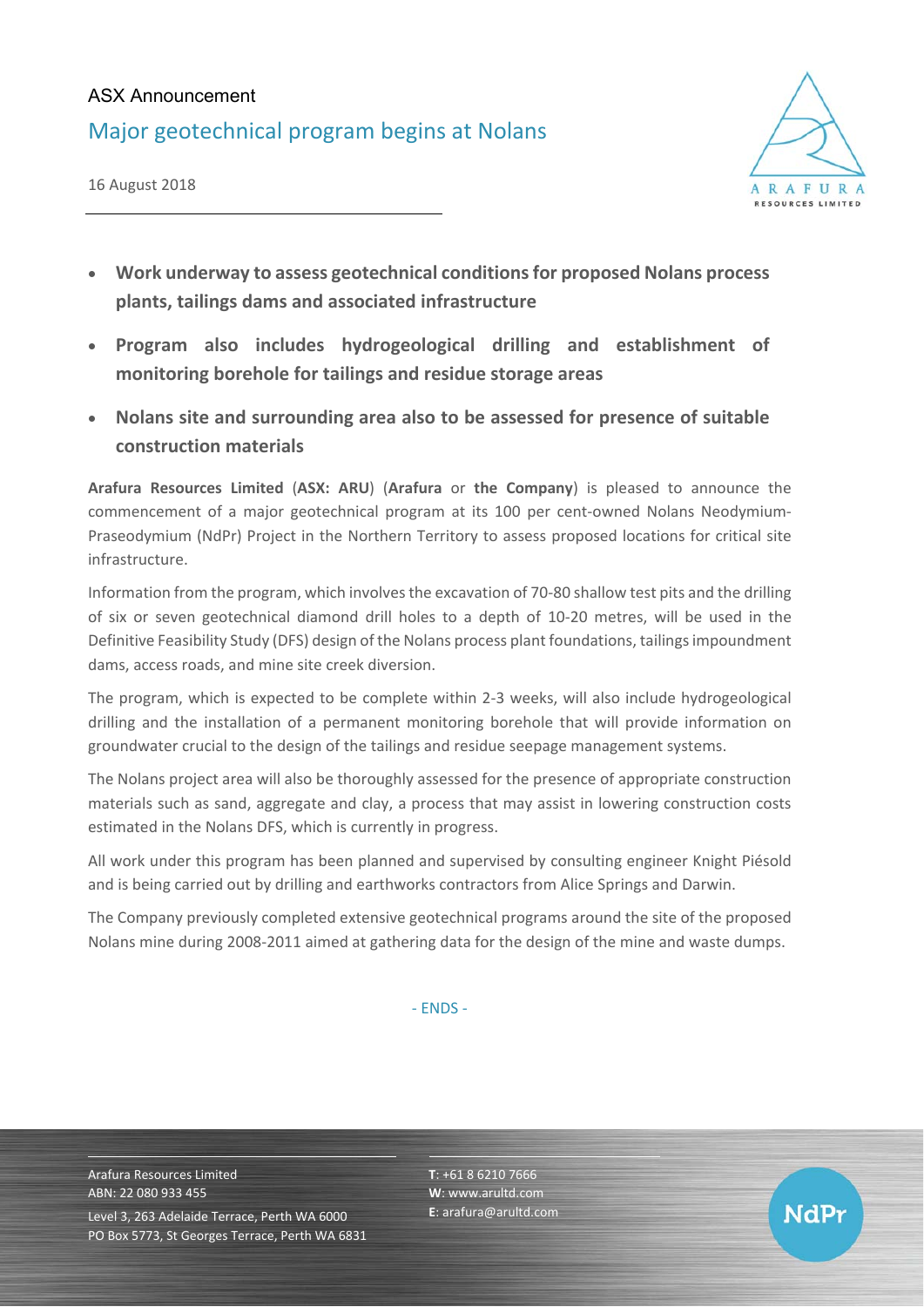ASX Announcement

# Major geotechnical program begins at Nolans

16 August 2018

- **Work underway to assess geotechnical conditions for proposed Nolans process plants, tailings dams and associated infrastructure**
- **Program also includes hydrogeological drilling and establishment of monitoring borehole for tailings and residue storage areas**
- **Nolans site and surrounding area also to be assessed for presence of suitable construction materials**

**Arafura Resources Limited** (**ASX: ARU**) (**Arafura** or **the Company**) is pleased to announce the commencement of a major geotechnical program at its 100 per cent-owned Nolans Neodymium-Praseodymium (NdPr) Project in the Northern Territory to assess proposed locations for critical site infrastructure.

Information from the program, which involves the excavation of 70-80 shallow test pits and the drilling of six or seven geotechnical diamond drill holes to a depth of 10-20 metres, will be used in the Definitive Feasibility Study (DFS) design of the Nolans process plant foundations, tailings impoundment dams, access roads, and mine site creek diversion.

The program, which is expected to be complete within 2-3 weeks, will also include hydrogeological drilling and the installation of a permanent monitoring borehole that will provide information on groundwater crucial to the design of the tailings and residue seepage management systems.

The Nolans project area will also be thoroughly assessed for the presence of appropriate construction materials such as sand, aggregate and clay, a process that may assist in lowering construction costs estimated in the Nolans DFS, which is currently in progress.

All work under this program has been planned and supervised by consulting engineer Knight Piésold and is being carried out by drilling and earthworks contractors from Alice Springs and Darwin.

The Company previously completed extensive geotechnical programs around the site of the proposed Nolans mine during 2008-2011 aimed at gathering data for the design of the mine and waste dumps.

- ENDS -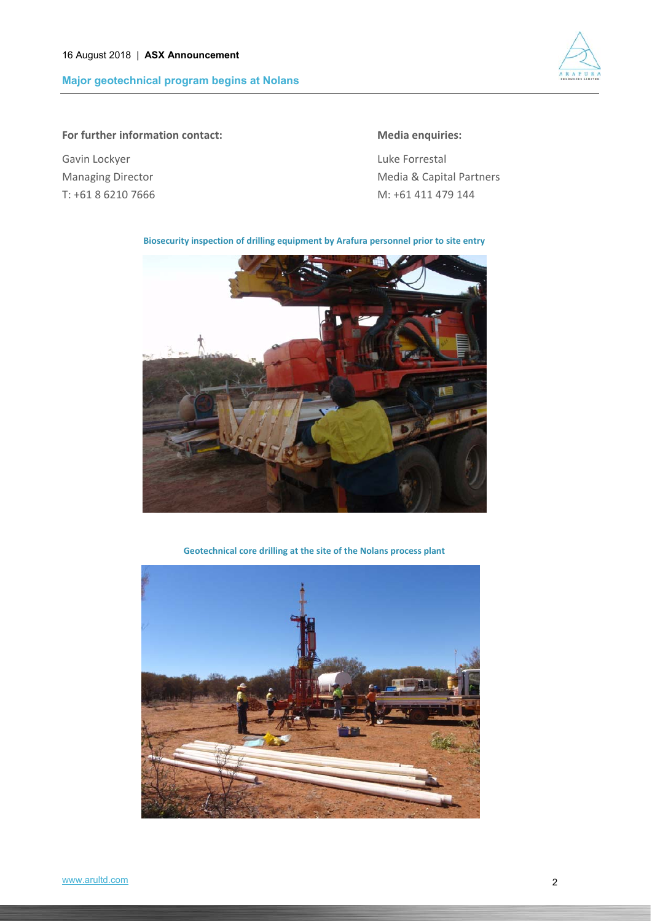**For further information contact:**

Gavin Lockyer
Managing Director
T: +61 8 6210 7666

**Media enquiries:**

Luke Forrestal
Media & Capital Partners
M: +61 411 479 144

**Biosecurity inspection of drilling equipment by Arafura personnel prior to site entry**

**Geotechnical core drilling at the site of the Nolans process plant**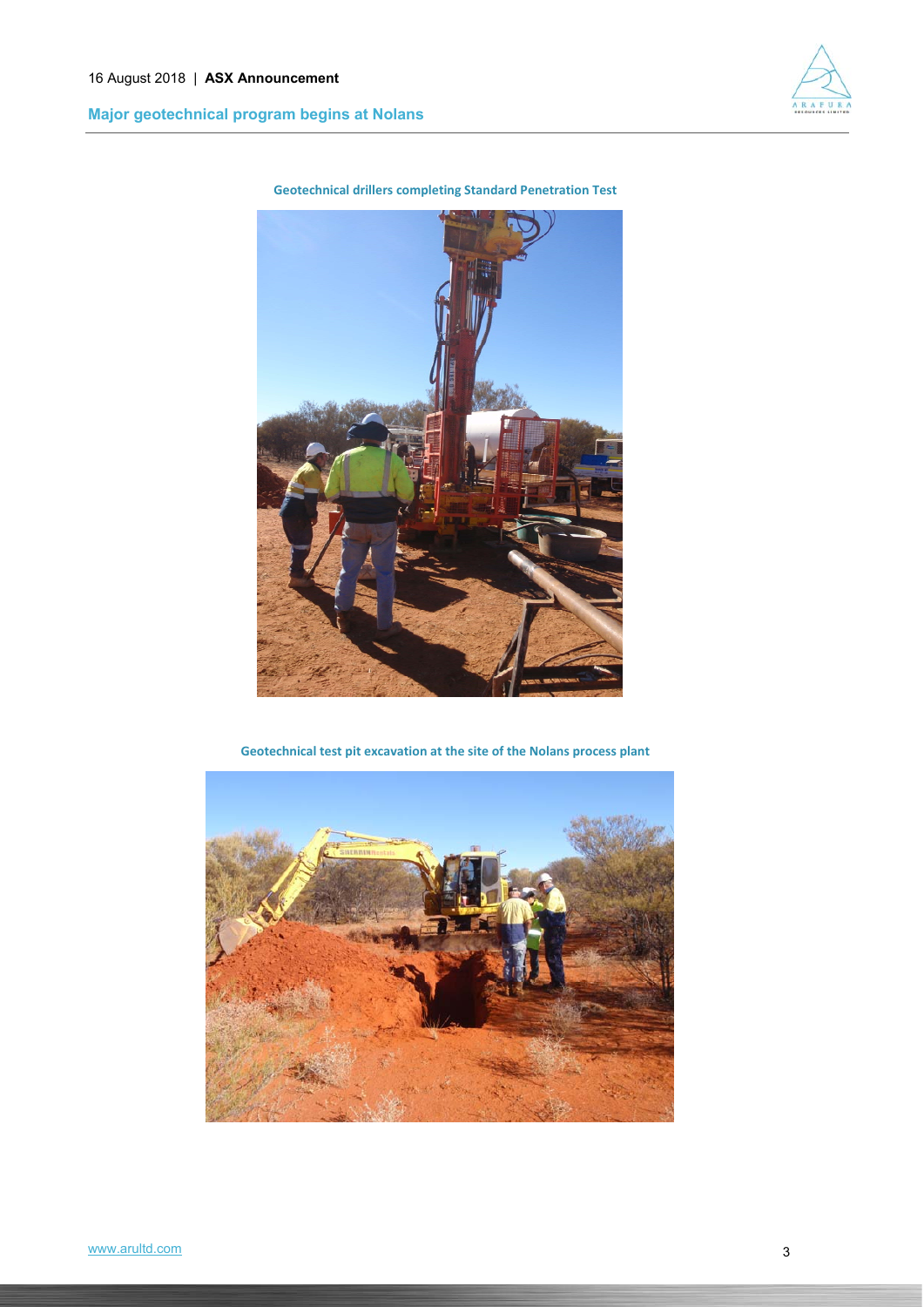Geotechnical drillers completing Standard Penetration Test

Geotechnical test pit excavation at the site of the Nolans process plant